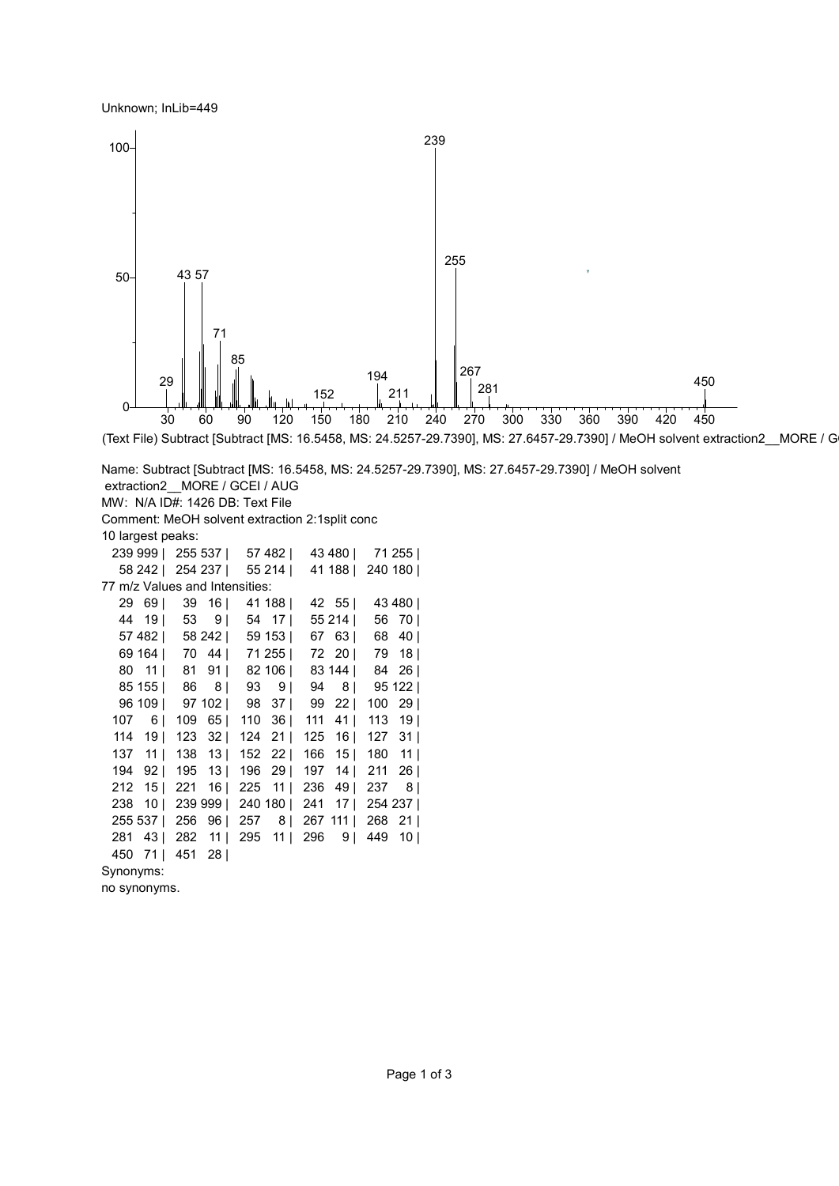Unknown; InLib=449

(Text File) Subtract [Subtract [MS: 16.5458, MS: 24.5257-29.7390], MS: 27.6457-29.7390] / MeOH solvent extraction2__MORE / G

Name: Subtract [Subtract [MS: 16.5458, MS: 24.5257-29.7390], MS: 27.6457-29.7390] / MeOH solvent extraction2__MORE / GCEI / AUG

MW: N/A ID#: 1426 DB: Text File

Comment: MeOH solvent extraction 2:1split conc

10 largest peaks:

| | | | | |
|---|---|---|---|---|
| 239 999 | 255 537 | 57 482 | 43 480 | 71 255 |
| 58 242 | 254 237 | 55 214 | 41 188 | 240 180 |

77 m/z Values and Intensities:

| | | | | |
|---|---|---|---|---|
| 29 69 | 39 16 | 41 188 | 42 55 | 43 480 |
| 44 19 | 53 9 | 54 17 | 55 214 | 56 70 |
| 57 482 | 58 242 | 59 153 | 67 63 | 68 40 |
| 69 164 | 70 44 | 71 255 | 72 20 | 79 18 |
| 80 11 | 81 91 | 82 106 | 83 144 | 84 26 |
| 85 155 | 86 8 | 93 9 | 94 8 | 95 122 |
| 96 109 | 97 102 | 98 37 | 99 22 | 100 29 |
| 107 6 | 109 65 | 110 36 | 111 41 | 113 19 |
| 114 19 | 123 32 | 124 21 | 125 16 | 127 31 |
| 137 11 | 138 13 | 152 22 | 166 15 | 180 11 |
| 194 92 | 195 13 | 196 29 | 197 14 | 211 26 |
| 212 15 | 221 16 | 225 11 | 236 49 | 237 8 |
| 238 10 | 239 999 | 240 180 | 241 17 | 254 237 |
| 255 537 | 256 96 | 257 8 | 267 111 | 268 21 |
| 281 43 | 282 11 | 295 11 | 296 9 | 449 10 |
| 450 71 | 451 28 | | | |

Synonyms:

no synonyms.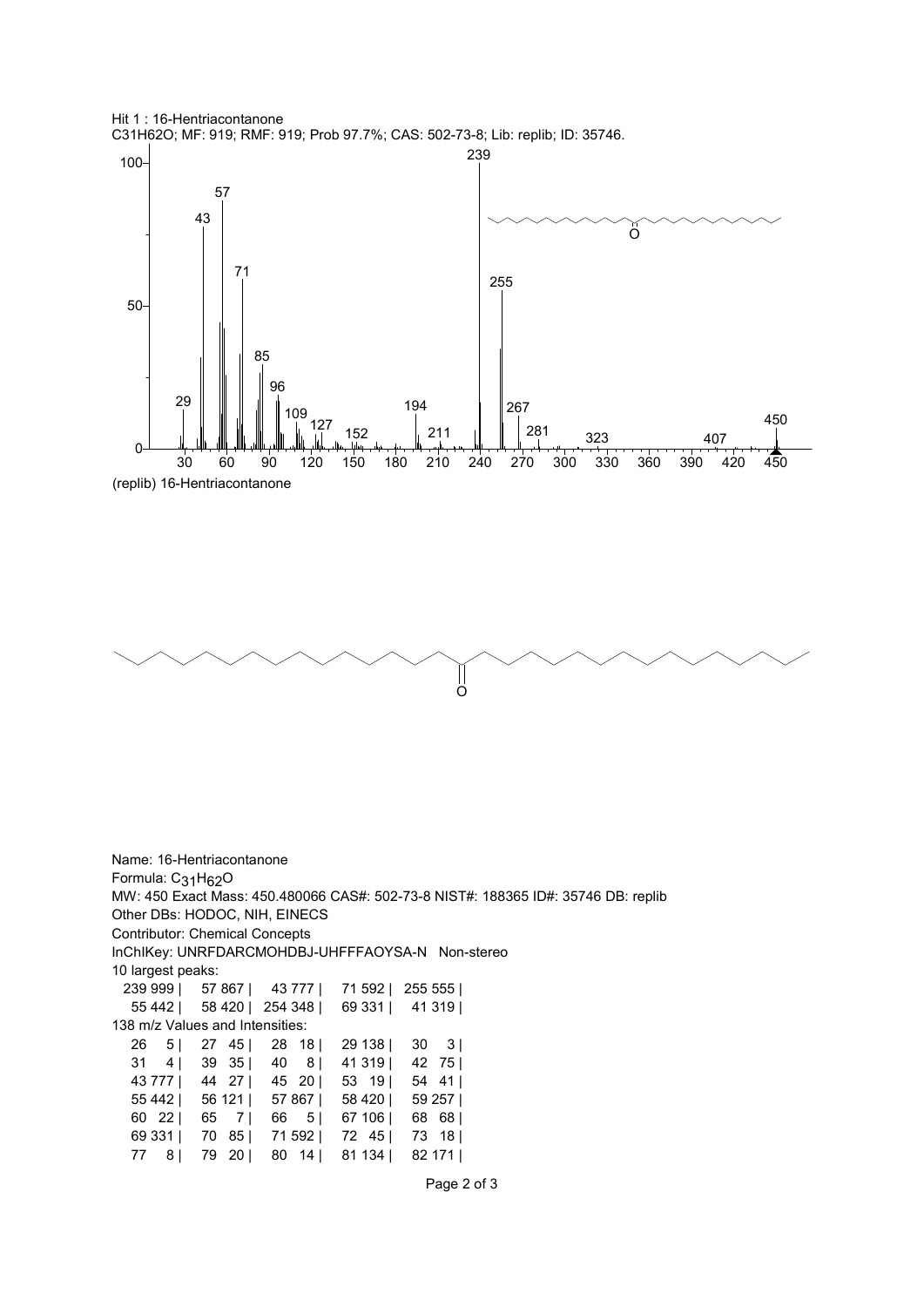Hit 1 : 16-Hentriacontanone
$C_{31}H_{62}O$; MF: 919; RMF: 919; Prob 97.7%; CAS: 502-73-8; Lib: replib; ID: 35746.

(replib) 16-Hentriacontanone

Name: 16-Hentriacontanone
Formula: $C_{31}H_{62}O$
MW: 450 Exact Mass: 450.480066 CAS#: 502-73-8 NIST#: 188365 ID#: 35746 DB: replib
Other DBs: HODOC, NIH, EINECS
Contributor: Chemical Concepts
InChIKey: UNRFDARCMOHDBJ-UHFFFAOYSA-N Non-stereo

10 largest peaks:

| | | | | |
|---|---|---|---|---|
| 239 999 | 57 867 | 43 777 | 71 592 | 255 555 |
| 55 442 | 58 420 | 254 348 | 69 331 | 41 319 |

138 m/z Values and Intensities:

| | | | | |
|---|---|---|---|---|
| 26 5 | 27 45 | 28 18 | 29 138 | 30 3 |
| 31 4 | 39 35 | 40 8 | 41 319 | 42 75 |
| 43 777 | 44 27 | 45 20 | 53 19 | 54 41 |
| 55 442 | 56 121 | 57 867 | 58 420 | 59 257 |
| 60 22 | 65 7 | 66 5 | 67 106 | 68 68 |
| 69 331 | 70 85 | 71 592 | 72 45 | 73 18 |
| 77 8 | 79 20 | 80 14 | 81 134 | 82 171 |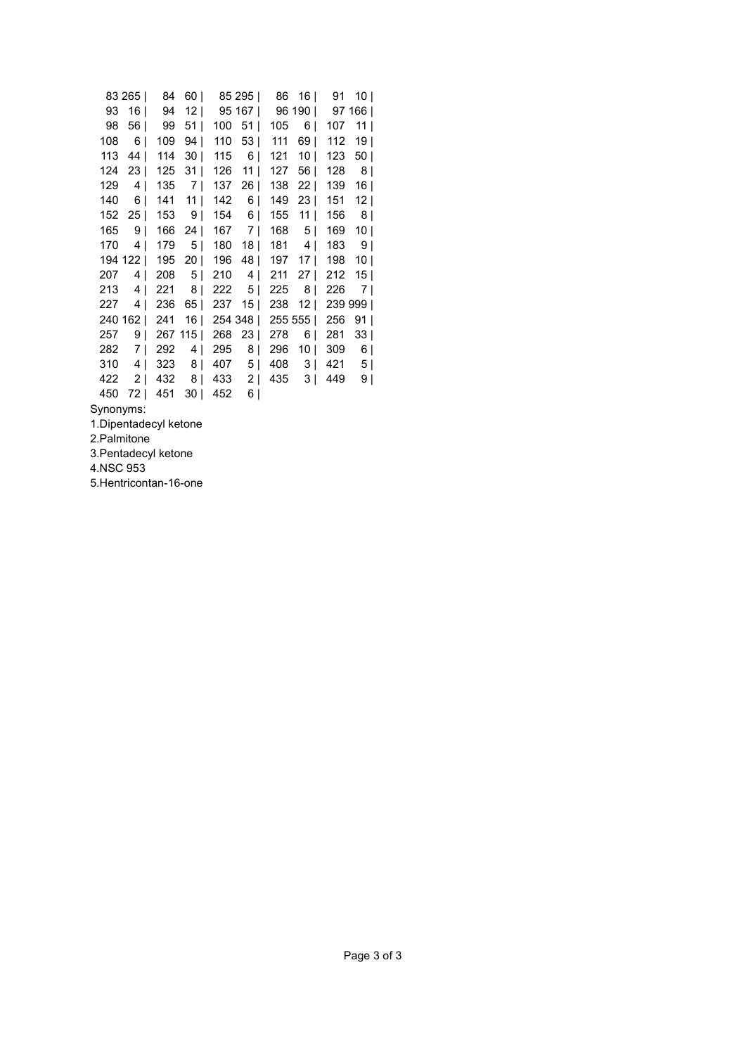| | | | | | | | | | |
|---|---|---|---|---|---|---|---|---|---|
| 83 | 265 | 84 | 60 | 85 | 295 | 86 | 16 | 91 | 10 |
| 93 | 16 | 94 | 12 | 95 | 167 | 96 | 190 | 97 | 166 |
| 98 | 56 | 99 | 51 | 100 | 51 | 105 | 6 | 107 | 11 |
| 108 | 6 | 109 | 94 | 110 | 53 | 111 | 69 | 112 | 19 |
| 113 | 44 | 114 | 30 | 115 | 6 | 121 | 10 | 123 | 50 |
| 124 | 23 | 125 | 31 | 126 | 11 | 127 | 56 | 128 | 8 |
| 129 | 4 | 135 | 7 | 137 | 26 | 138 | 22 | 139 | 16 |
| 140 | 6 | 141 | 11 | 142 | 6 | 149 | 23 | 151 | 12 |
| 152 | 25 | 153 | 9 | 154 | 6 | 155 | 11 | 156 | 8 |
| 165 | 9 | 166 | 24 | 167 | 7 | 168 | 5 | 169 | 10 |
| 170 | 4 | 179 | 5 | 180 | 18 | 181 | 4 | 183 | 9 |
| 194 | 122 | 195 | 20 | 196 | 48 | 197 | 17 | 198 | 10 |
| 207 | 4 | 208 | 5 | 210 | 4 | 211 | 27 | 212 | 15 |
| 213 | 4 | 221 | 8 | 222 | 5 | 225 | 8 | 226 | 7 |
| 227 | 4 | 236 | 65 | 237 | 15 | 238 | 12 | 239 | 999 |
| 240 | 162 | 241 | 16 | 254 | 348 | 255 | 555 | 256 | 91 |
| 257 | 9 | 267 | 115 | 268 | 23 | 278 | 6 | 281 | 33 |
| 282 | 7 | 292 | 4 | 295 | 8 | 296 | 10 | 309 | 6 |
| 310 | 4 | 323 | 8 | 407 | 5 | 408 | 3 | 421 | 5 |
| 422 | 2 | 432 | 8 | 433 | 2 | 435 | 3 | 449 | 9 |
| 450 | 72 | 451 | 30 | 452 | 6 | | | | |

Synonyms:

1.Dipentadecyl ketone

2.Palmitone

3.Pentadecyl ketone

4.NSC 953

5.Hentricontan-16-one